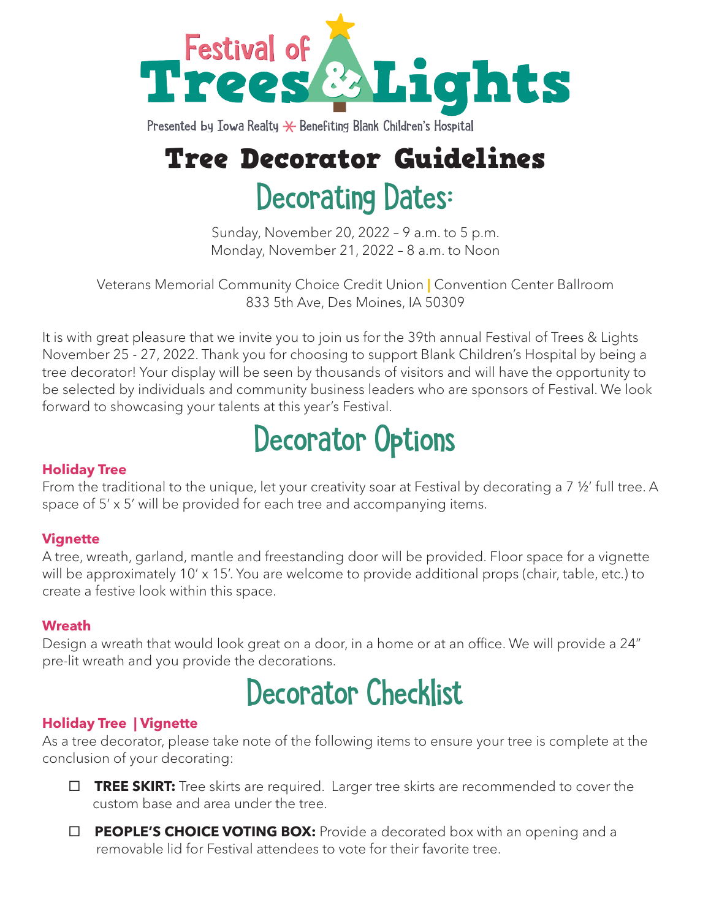# Festival of Trees & Lights

Presented by Iowa Realty ✳ Benefiting Blank Children's Hospital

# Tree Decorator Guidelines

## Decorating Dates:

Sunday, November 20, 2022 – 9 a.m. to 5 p.m.
Monday, November 21, 2022 – 8 a.m. to Noon

Veterans Memorial Community Choice Credit Union | Convention Center Ballroom
833 5th Ave, Des Moines, IA 50309

It is with great pleasure that we invite you to join us for the 39th annual Festival of Trees & Lights November 25 - 27, 2022. Thank you for choosing to support Blank Children's Hospital by being a tree decorator! Your display will be seen by thousands of visitors and will have the opportunity to be selected by individuals and community business leaders who are sponsors of Festival. We look forward to showcasing your talents at this year's Festival.

## Decorator Options

**Holiday Tree**
From the traditional to the unique, let your creativity soar at Festival by decorating a 7 ½' full tree. A space of 5' x 5' will be provided for each tree and accompanying items.

**Vignette**
A tree, wreath, garland, mantle and freestanding door will be provided. Floor space for a vignette will be approximately 10' x 15'. You are welcome to provide additional props (chair, table, etc.) to create a festive look within this space.

**Wreath**
Design a wreath that would look great on a door, in a home or at an office. We will provide a 24" pre-lit wreath and you provide the decorations.

## Decorator Checklist

**Holiday Tree | Vignette**
As a tree decorator, please take note of the following items to ensure your tree is complete at the conclusion of your decorating:

- ☐ **TREE SKIRT:** Tree skirts are required. Larger tree skirts are recommended to cover the custom base and area under the tree.
- ☐ **PEOPLE'S CHOICE VOTING BOX:** Provide a decorated box with an opening and a removable lid for Festival attendees to vote for their favorite tree.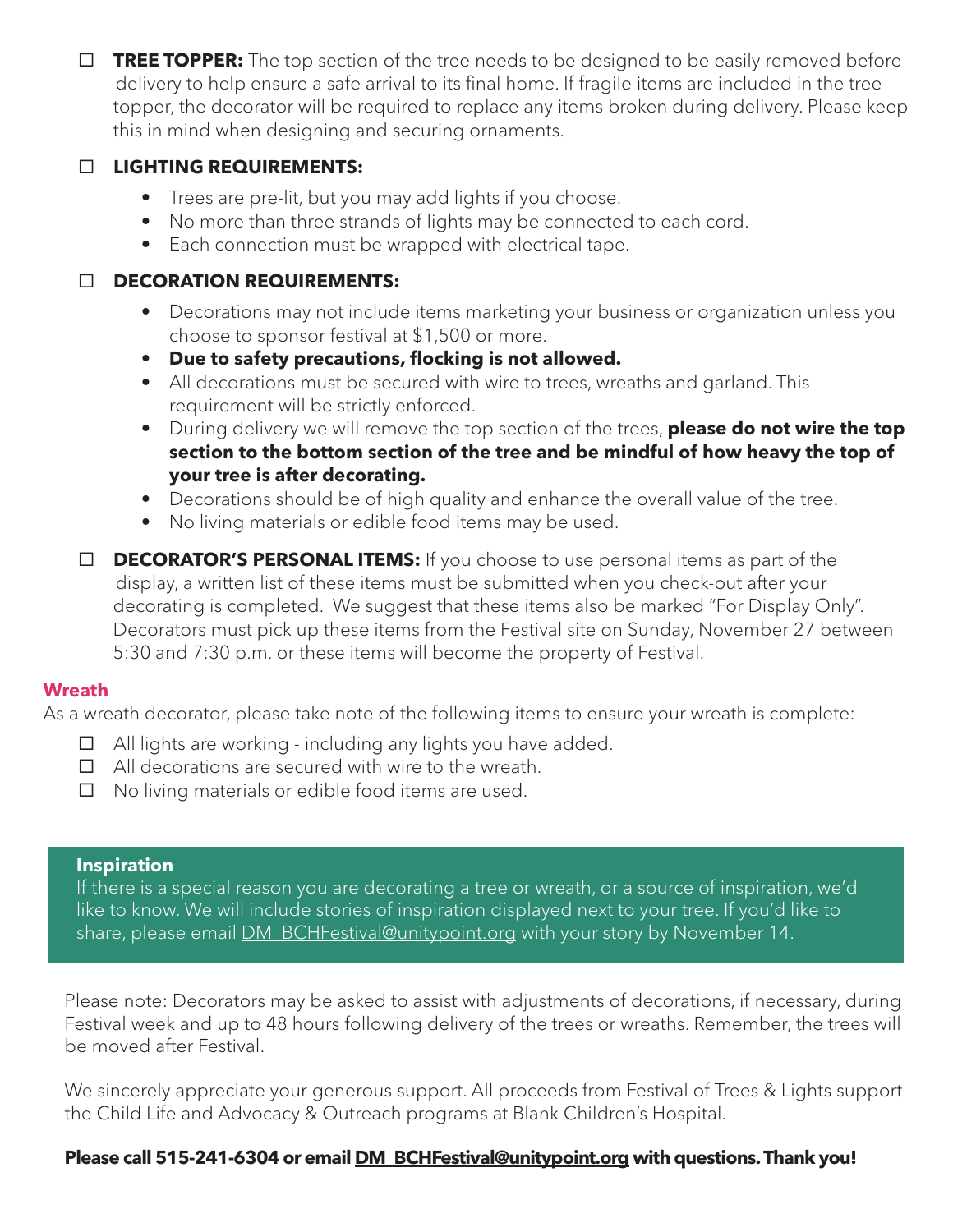- ☐ **TREE TOPPER:** The top section of the tree needs to be designed to be easily removed before delivery to help ensure a safe arrival to its final home. If fragile items are included in the tree topper, the decorator will be required to replace any items broken during delivery. Please keep this in mind when designing and securing ornaments.

- ☐ **LIGHTING REQUIREMENTS:**
  - Trees are pre-lit, but you may add lights if you choose.
  - No more than three strands of lights may be connected to each cord.
  - Each connection must be wrapped with electrical tape.

- ☐ **DECORATION REQUIREMENTS:**
  - Decorations may not include items marketing your business or organization unless you choose to sponsor festival at $1,500 or more.
  - **Due to safety precautions, flocking is not allowed.**
  - All decorations must be secured with wire to trees, wreaths and garland. This requirement will be strictly enforced.
  - During delivery we will remove the top section of the trees, **please do not wire the top section to the bottom section of the tree and be mindful of how heavy the top of your tree is after decorating.**
  - Decorations should be of high quality and enhance the overall value of the tree.
  - No living materials or edible food items may be used.

- ☐ **DECORATOR'S PERSONAL ITEMS:** If you choose to use personal items as part of the display, a written list of these items must be submitted when you check-out after your decorating is completed. We suggest that these items also be marked "For Display Only". Decorators must pick up these items from the Festival site on Sunday, November 27 between 5:30 and 7:30 p.m. or these items will become the property of Festival.

## Wreath

As a wreath decorator, please take note of the following items to ensure your wreath is complete:

- ☐ All lights are working - including any lights you have added.
- ☐ All decorations are secured with wire to the wreath.
- ☐ No living materials or edible food items are used.

### Inspiration

If there is a special reason you are decorating a tree or wreath, or a source of inspiration, we'd like to know. We will include stories of inspiration displayed next to your tree. If you'd like to share, please email DM_BCHFestival@unitypoint.org with your story by November 14.

Please note: Decorators may be asked to assist with adjustments of decorations, if necessary, during Festival week and up to 48 hours following delivery of the trees or wreaths. Remember, the trees will be moved after Festival.

We sincerely appreciate your generous support. All proceeds from Festival of Trees & Lights support the Child Life and Advocacy & Outreach programs at Blank Children's Hospital.

**Please call 515-241-6304 or email DM_BCHFestival@unitypoint.org with questions. Thank you!**